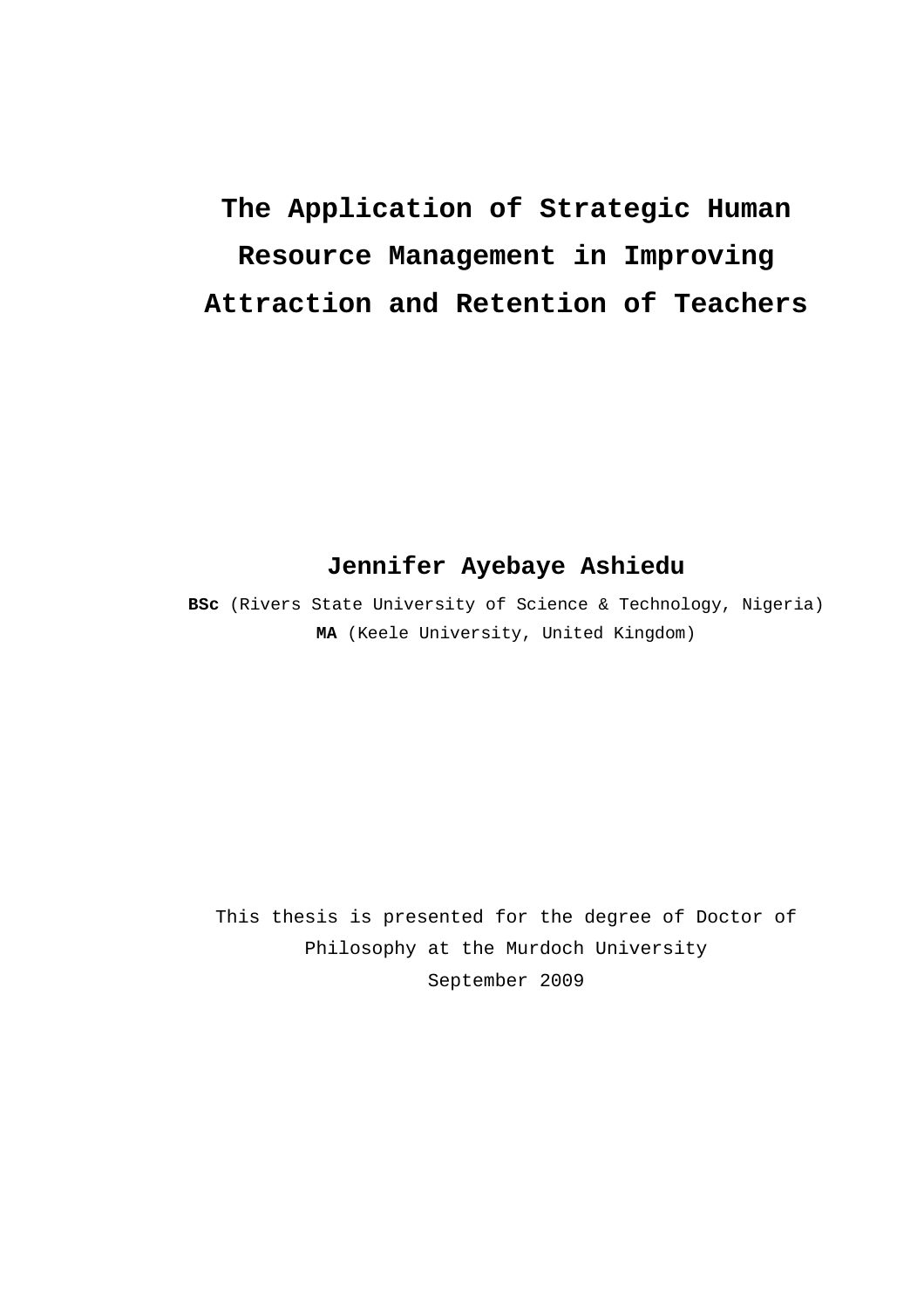# The Application of Strategic Human Resource Management in Improving Attraction and Retention of Teachers

**Jennifer Ayebaye Ashiedu**

**BSc** (Rivers State University of Science & Technology, Nigeria)
**MA** (Keele University, United Kingdom)

This thesis is presented for the degree of Doctor of Philosophy at the Murdoch University
September 2009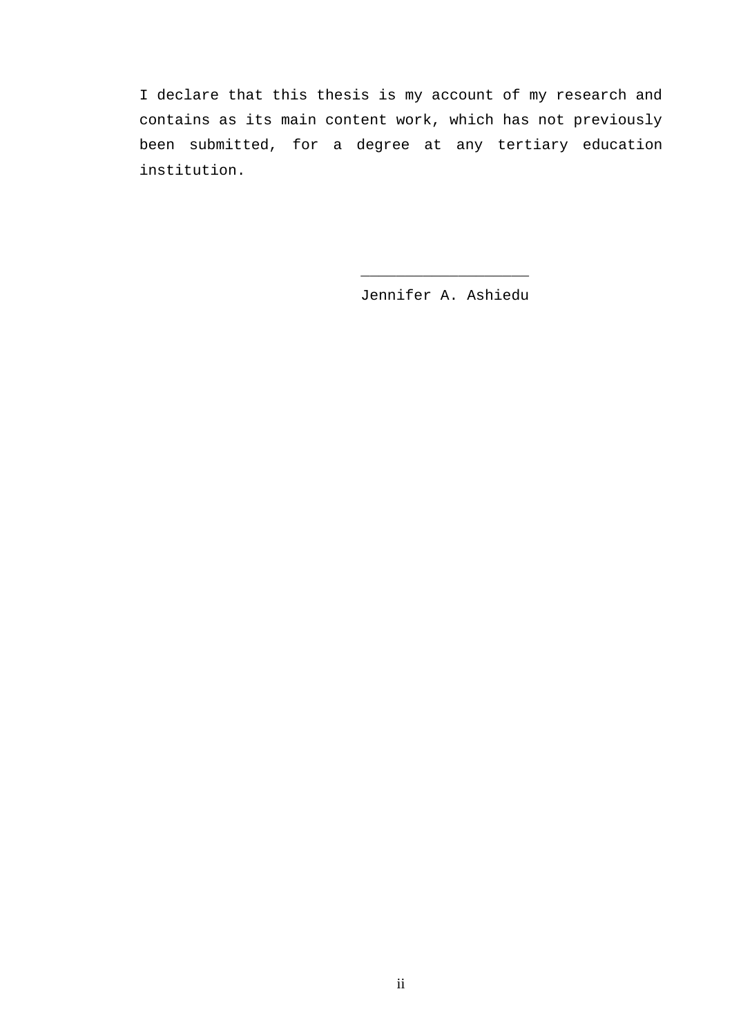I declare that this thesis is my account of my research and contains as its main content work, which has not previously been submitted, for a degree at any tertiary education institution.

\_\_\_\_\_\_\_\_\_\_\_\_\_\_\_\_\_\_\_\_

Jennifer A. Ashiedu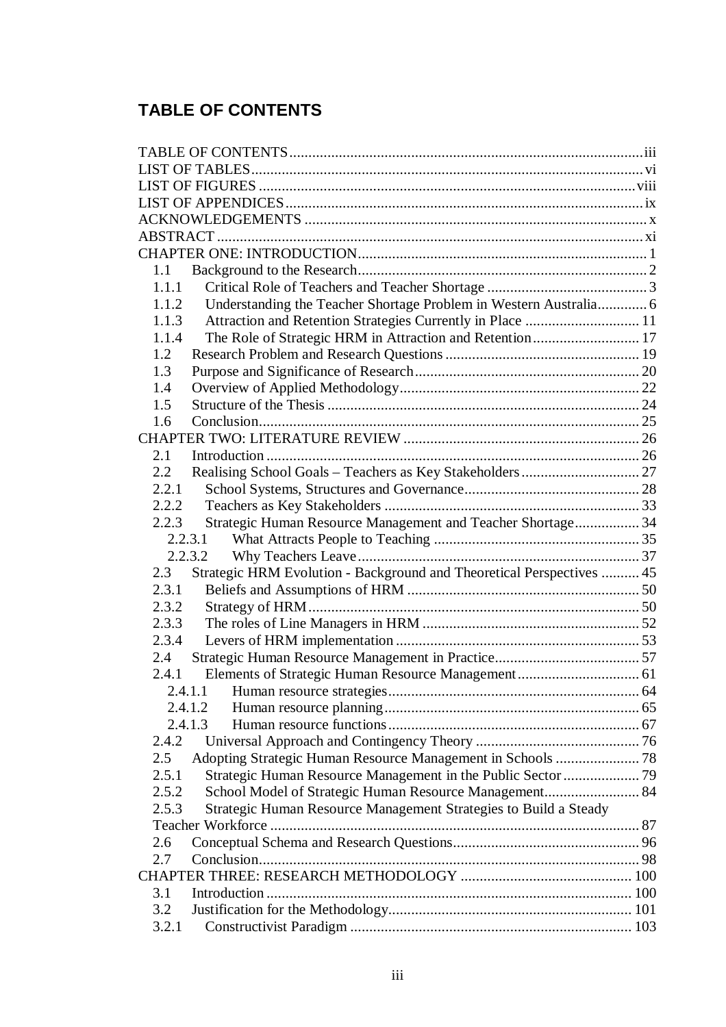# TABLE OF CONTENTS

TABLE OF CONTENTS ........ iii
LIST OF TABLES ........ vi
LIST OF FIGURES ........ viii
LIST OF APPENDICES ........ ix
ACKNOWLEDGEMENTS ........ x
ABSTRACT ........ xi
CHAPTER ONE: INTRODUCTION ........ 1
- 1.1 Background to the Research ........ 2
- 1.1.1 Critical Role of Teachers and Teacher Shortage ........ 3
- 1.1.2 Understanding the Teacher Shortage Problem in Western Australia ........ 6
- 1.1.3 Attraction and Retention Strategies Currently in Place ........ 11
- 1.1.4 The Role of Strategic HRM in Attraction and Retention ........ 17
- 1.2 Research Problem and Research Questions ........ 19
- 1.3 Purpose and Significance of Research ........ 20
- 1.4 Overview of Applied Methodology ........ 22
- 1.5 Structure of the Thesis ........ 24
- 1.6 Conclusion ........ 25

CHAPTER TWO: LITERATURE REVIEW ........ 26
- 2.1 Introduction ........ 26
- 2.2 Realising School Goals – Teachers as Key Stakeholders ........ 27
- 2.2.1 School Systems, Structures and Governance ........ 28
- 2.2.2 Teachers as Key Stakeholders ........ 33
- 2.2.3 Strategic Human Resource Management and Teacher Shortage ........ 34
  - 2.2.3.1 What Attracts People to Teaching ........ 35
  - 2.2.3.2 Why Teachers Leave ........ 37
- 2.3 Strategic HRM Evolution - Background and Theoretical Perspectives ........ 45
- 2.3.1 Beliefs and Assumptions of HRM ........ 50
- 2.3.2 Strategy of HRM ........ 50
- 2.3.3 The roles of Line Managers in HRM ........ 52
- 2.3.4 Levers of HRM implementation ........ 53
- 2.4 Strategic Human Resource Management in Practice ........ 57
- 2.4.1 Elements of Strategic Human Resource Management ........ 61
  - 2.4.1.1 Human resource strategies ........ 64
  - 2.4.1.2 Human resource planning ........ 65
  - 2.4.1.3 Human resource functions ........ 67
- 2.4.2 Universal Approach and Contingency Theory ........ 76
- 2.5 Adopting Strategic Human Resource Management in Schools ........ 78
- 2.5.1 Strategic Human Resource Management in the Public Sector ........ 79
- 2.5.2 School Model of Strategic Human Resource Management ........ 84
- 2.5.3 Strategic Human Resource Management Strategies to Build a Steady Teacher Workforce ........ 87
- 2.6 Conceptual Schema and Research Questions ........ 96
- 2.7 Conclusion ........ 98

CHAPTER THREE: RESEARCH METHODOLOGY ........ 100
- 3.1 Introduction ........ 100
- 3.2 Justification for the Methodology ........ 101
- 3.2.1 Constructivist Paradigm ........ 103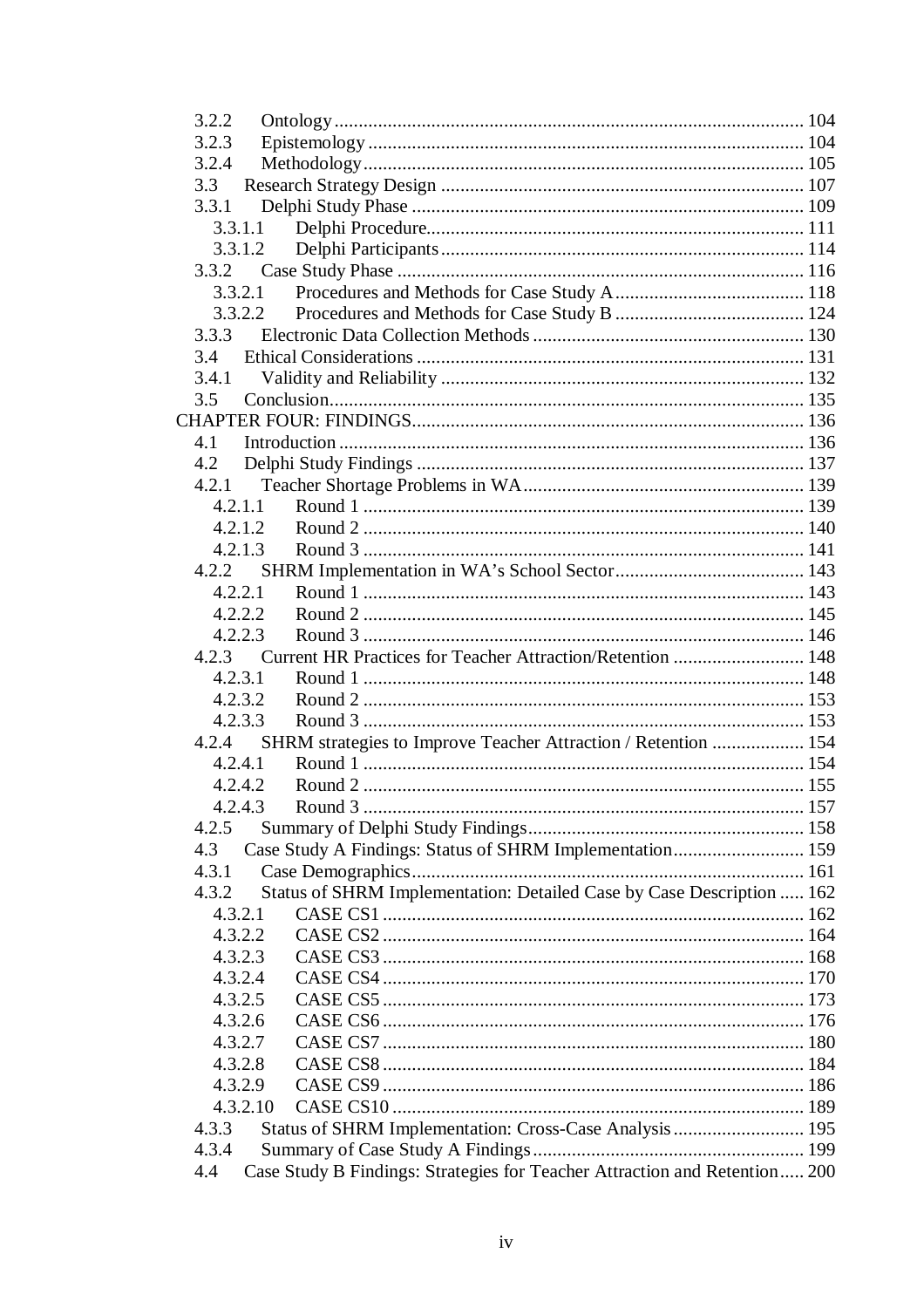3.2.2 Ontology ........ 104
3.2.3 Epistemology ........ 104
3.2.4 Methodology ........ 105
3.3 Research Strategy Design ........ 107
3.3.1 Delphi Study Phase ........ 109
3.3.1.1 Delphi Procedure ........ 111
3.3.1.2 Delphi Participants ........ 114
3.3.2 Case Study Phase ........ 116
3.3.2.1 Procedures and Methods for Case Study A ........ 118
3.3.2.2 Procedures and Methods for Case Study B ........ 124
3.3.3 Electronic Data Collection Methods ........ 130
3.4 Ethical Considerations ........ 131
3.4.1 Validity and Reliability ........ 132
3.5 Conclusion ........ 135
CHAPTER FOUR: FINDINGS ........ 136
4.1 Introduction ........ 136
4.2 Delphi Study Findings ........ 137
4.2.1 Teacher Shortage Problems in WA ........ 139
4.2.1.1 Round 1 ........ 139
4.2.1.2 Round 2 ........ 140
4.2.1.3 Round 3 ........ 141
4.2.2 SHRM Implementation in WA's School Sector ........ 143
4.2.2.1 Round 1 ........ 143
4.2.2.2 Round 2 ........ 145
4.2.2.3 Round 3 ........ 146
4.2.3 Current HR Practices for Teacher Attraction/Retention ........ 148
4.2.3.1 Round 1 ........ 148
4.2.3.2 Round 2 ........ 153
4.2.3.3 Round 3 ........ 153
4.2.4 SHRM strategies to Improve Teacher Attraction / Retention ........ 154
4.2.4.1 Round 1 ........ 154
4.2.4.2 Round 2 ........ 155
4.2.4.3 Round 3 ........ 157
4.2.5 Summary of Delphi Study Findings ........ 158
4.3 Case Study A Findings: Status of SHRM Implementation ........ 159
4.3.1 Case Demographics ........ 161
4.3.2 Status of SHRM Implementation: Detailed Case by Case Description ........ 162
4.3.2.1 CASE CS1 ........ 162
4.3.2.2 CASE CS2 ........ 164
4.3.2.3 CASE CS3 ........ 168
4.3.2.4 CASE CS4 ........ 170
4.3.2.5 CASE CS5 ........ 173
4.3.2.6 CASE CS6 ........ 176
4.3.2.7 CASE CS7 ........ 180
4.3.2.8 CASE CS8 ........ 184
4.3.2.9 CASE CS9 ........ 186
4.3.2.10 CASE CS10 ........ 189
4.3.3 Status of SHRM Implementation: Cross-Case Analysis ........ 195
4.3.4 Summary of Case Study A Findings ........ 199
4.4 Case Study B Findings: Strategies for Teacher Attraction and Retention ........ 200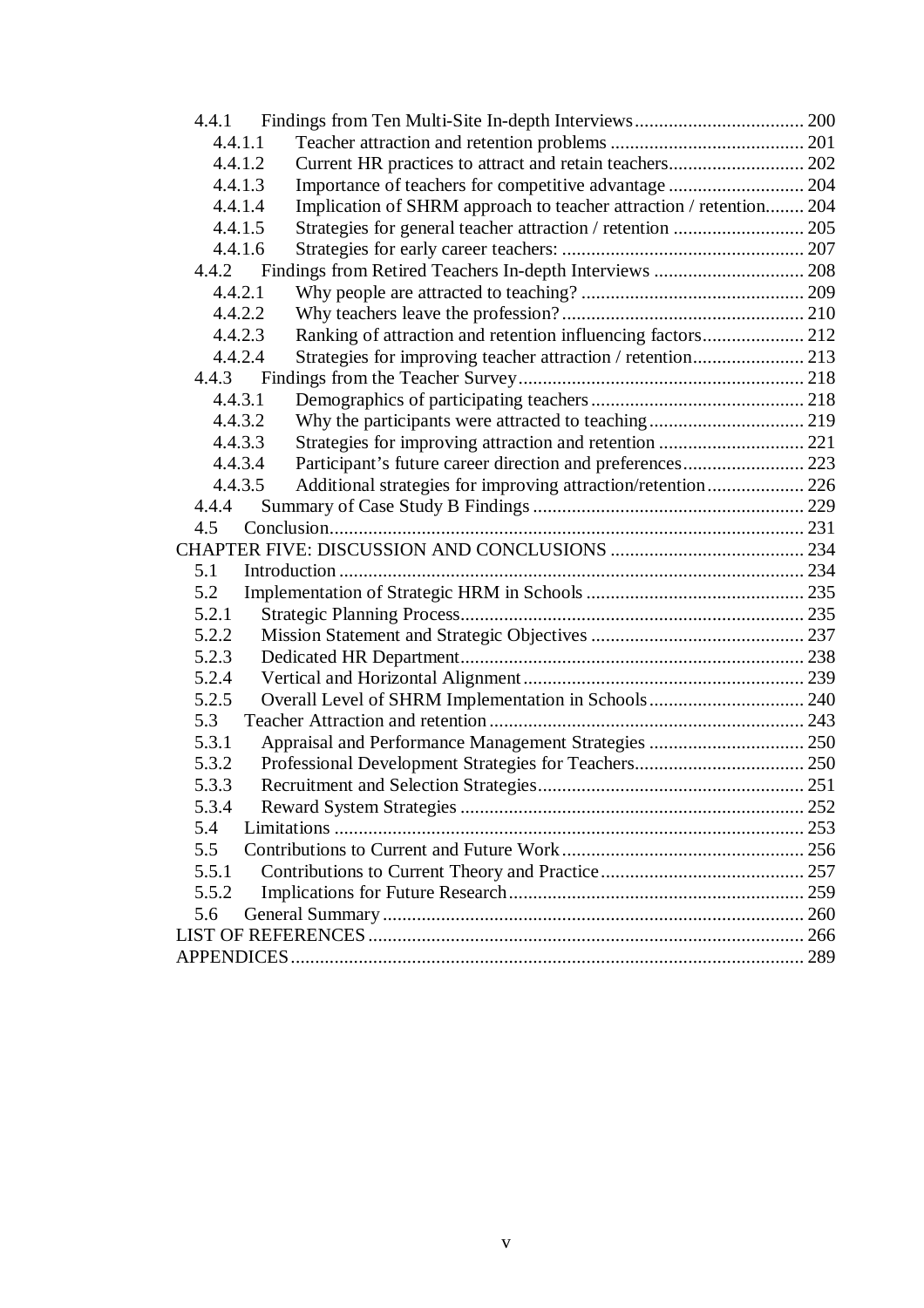4.4.1 Findings from Ten Multi-Site In-depth Interviews ................................... 200
4.4.1.1 Teacher attraction and retention problems ........................................ 201
4.4.1.2 Current HR practices to attract and retain teachers............................ 202
4.4.1.3 Importance of teachers for competitive advantage ............................ 204
4.4.1.4 Implication of SHRM approach to teacher attraction / retention........ 204
4.4.1.5 Strategies for general teacher attraction / retention ........................... 205
4.4.1.6 Strategies for early career teachers: .................................................. 207
4.4.2 Findings from Retired Teachers In-depth Interviews ............................... 208
4.4.2.1 Why people are attracted to teaching? .............................................. 209
4.4.2.2 Why teachers leave the profession? .................................................. 210
4.4.2.3 Ranking of attraction and retention influencing factors..................... 212
4.4.2.4 Strategies for improving teacher attraction / retention....................... 213
4.4.3 Findings from the Teacher Survey........................................................... 218
4.4.3.1 Demographics of participating teachers ............................................ 218
4.4.3.2 Why the participants were attracted to teaching ................................ 219
4.4.3.3 Strategies for improving attraction and retention .............................. 221
4.4.3.4 Participant's future career direction and preferences......................... 223
4.4.3.5 Additional strategies for improving attraction/retention.................... 226
4.4.4 Summary of Case Study B Findings ........................................................ 229
4.5 Conclusion................................................................................................. 231
CHAPTER FIVE: DISCUSSION AND CONCLUSIONS ........................................ 234
5.1 Introduction ............................................................................................... 234
5.2 Implementation of Strategic HRM in Schools ............................................ 235
5.2.1 Strategic Planning Process....................................................................... 235
5.2.2 Mission Statement and Strategic Objectives ............................................ 237
5.2.3 Dedicated HR Department....................................................................... 238
5.2.4 Vertical and Horizontal Alignment.......................................................... 239
5.2.5 Overall Level of SHRM Implementation in Schools................................ 240
5.3 Teacher Attraction and retention ................................................................ 243
5.3.1 Appraisal and Performance Management Strategies ................................ 250
5.3.2 Professional Development Strategies for Teachers................................... 250
5.3.3 Recruitment and Selection Strategies....................................................... 251
5.3.4 Reward System Strategies ....................................................................... 252
5.4 Limitations ................................................................................................ 253
5.5 Contributions to Current and Future Work.................................................. 256
5.5.1 Contributions to Current Theory and Practice.......................................... 257
5.5.2 Implications for Future Research............................................................. 259
5.6 General Summary ....................................................................................... 260
LIST OF REFERENCES .......................................................................................... 266
APPENDICES.......................................................................................................... 289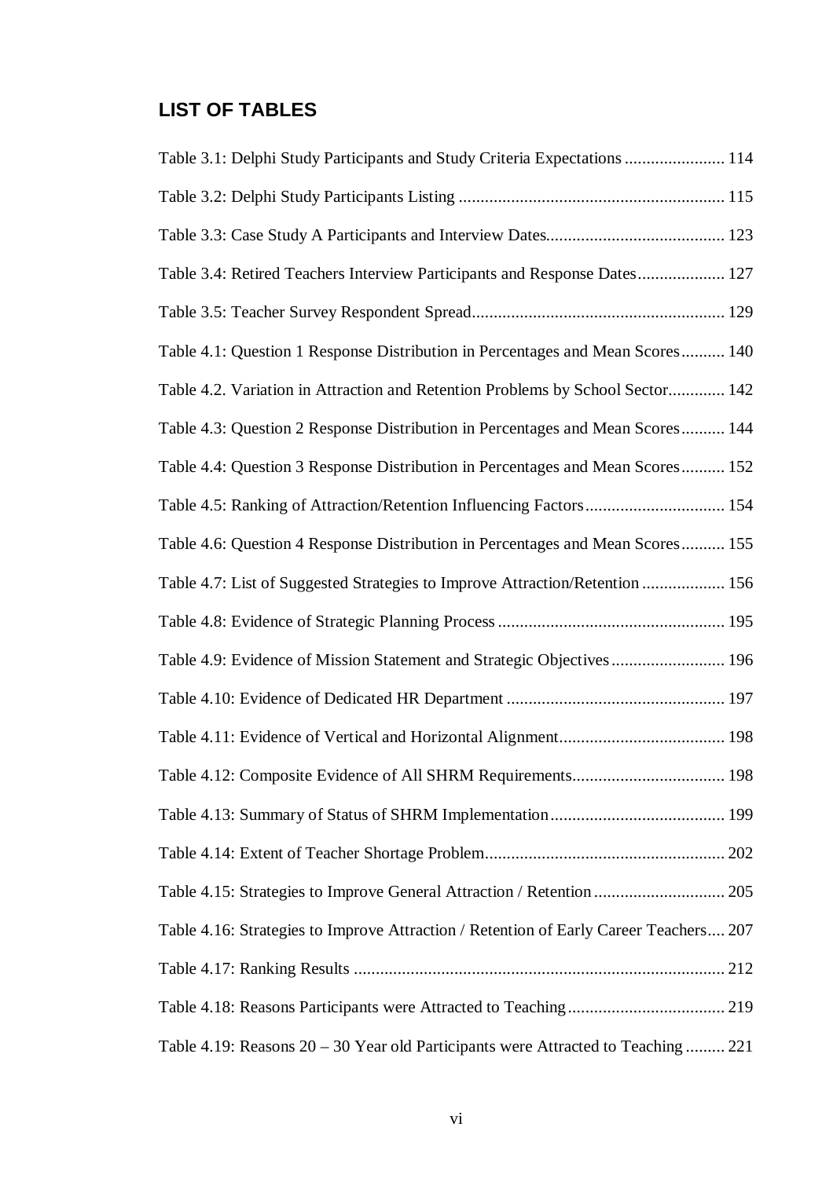## LIST OF TABLES

Table 3.1: Delphi Study Participants and Study Criteria Expectations ....................... 114

Table 3.2: Delphi Study Participants Listing ............................................................. 115

Table 3.3: Case Study A Participants and Interview Dates......................................... 123

Table 3.4: Retired Teachers Interview Participants and Response Dates.................... 127

Table 3.5: Teacher Survey Respondent Spread.......................................................... 129

Table 4.1: Question 1 Response Distribution in Percentages and Mean Scores.......... 140

Table 4.2. Variation in Attraction and Retention Problems by School Sector............. 142

Table 4.3: Question 2 Response Distribution in Percentages and Mean Scores.......... 144

Table 4.4: Question 3 Response Distribution in Percentages and Mean Scores.......... 152

Table 4.5: Ranking of Attraction/Retention Influencing Factors................................ 154

Table 4.6: Question 4 Response Distribution in Percentages and Mean Scores.......... 155

Table 4.7: List of Suggested Strategies to Improve Attraction/Retention ................... 156

Table 4.8: Evidence of Strategic Planning Process .................................................... 195

Table 4.9: Evidence of Mission Statement and Strategic Objectives.......................... 196

Table 4.10: Evidence of Dedicated HR Department .................................................. 197

Table 4.11: Evidence of Vertical and Horizontal Alignment...................................... 198

Table 4.12: Composite Evidence of All SHRM Requirements................................... 198

Table 4.13: Summary of Status of SHRM Implementation........................................ 199

Table 4.14: Extent of Teacher Shortage Problem....................................................... 202

Table 4.15: Strategies to Improve General Attraction / Retention .............................. 205

Table 4.16: Strategies to Improve Attraction / Retention of Early Career Teachers.... 207

Table 4.17: Ranking Results ..................................................................................... 212

Table 4.18: Reasons Participants were Attracted to Teaching.................................... 219

Table 4.19: Reasons 20 – 30 Year old Participants were Attracted to Teaching ......... 221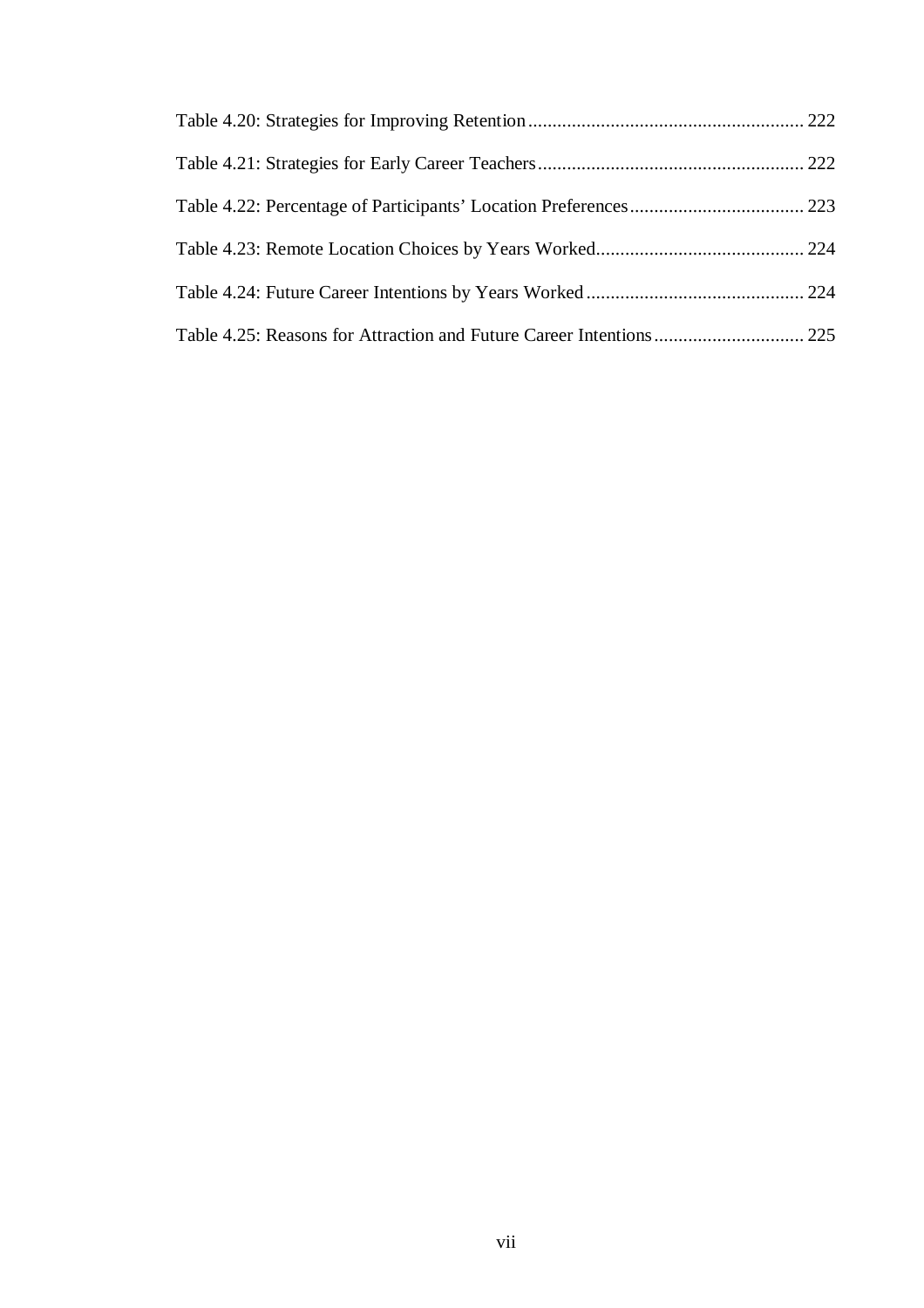Table 4.20: Strategies for Improving Retention ........................................................ 222

Table 4.21: Strategies for Early Career Teachers ...................................................... 222

Table 4.22: Percentage of Participants' Location Preferences .................................... 223

Table 4.23: Remote Location Choices by Years Worked........................................... 224

Table 4.24: Future Career Intentions by Years Worked ............................................. 224

Table 4.25: Reasons for Attraction and Future Career Intentions ............................... 225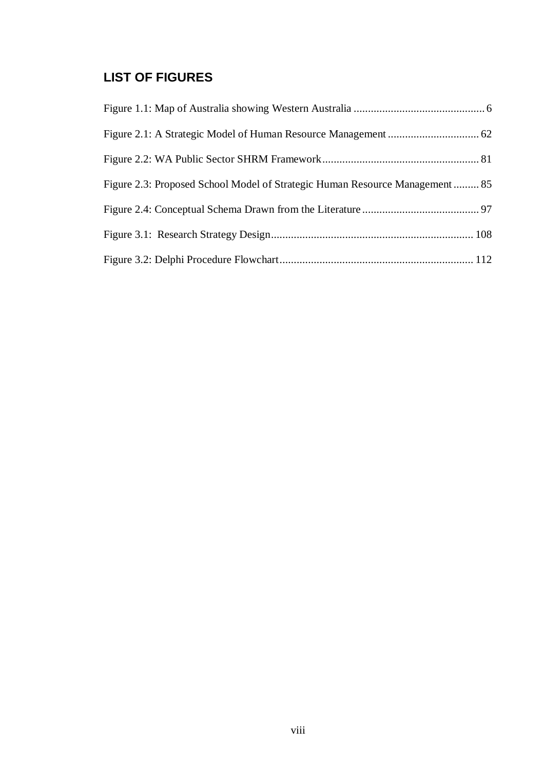## LIST OF FIGURES

Figure 1.1: Map of Australia showing Western Australia .............................................. 6

Figure 2.1: A Strategic Model of Human Resource Management ................................ 62

Figure 2.2: WA Public Sector SHRM Framework....................................................... 81

Figure 2.3: Proposed School Model of Strategic Human Resource Management ......... 85

Figure 2.4: Conceptual Schema Drawn from the Literature......................................... 97

Figure 3.1: Research Strategy Design....................................................................... 108

Figure 3.2: Delphi Procedure Flowchart.................................................................... 112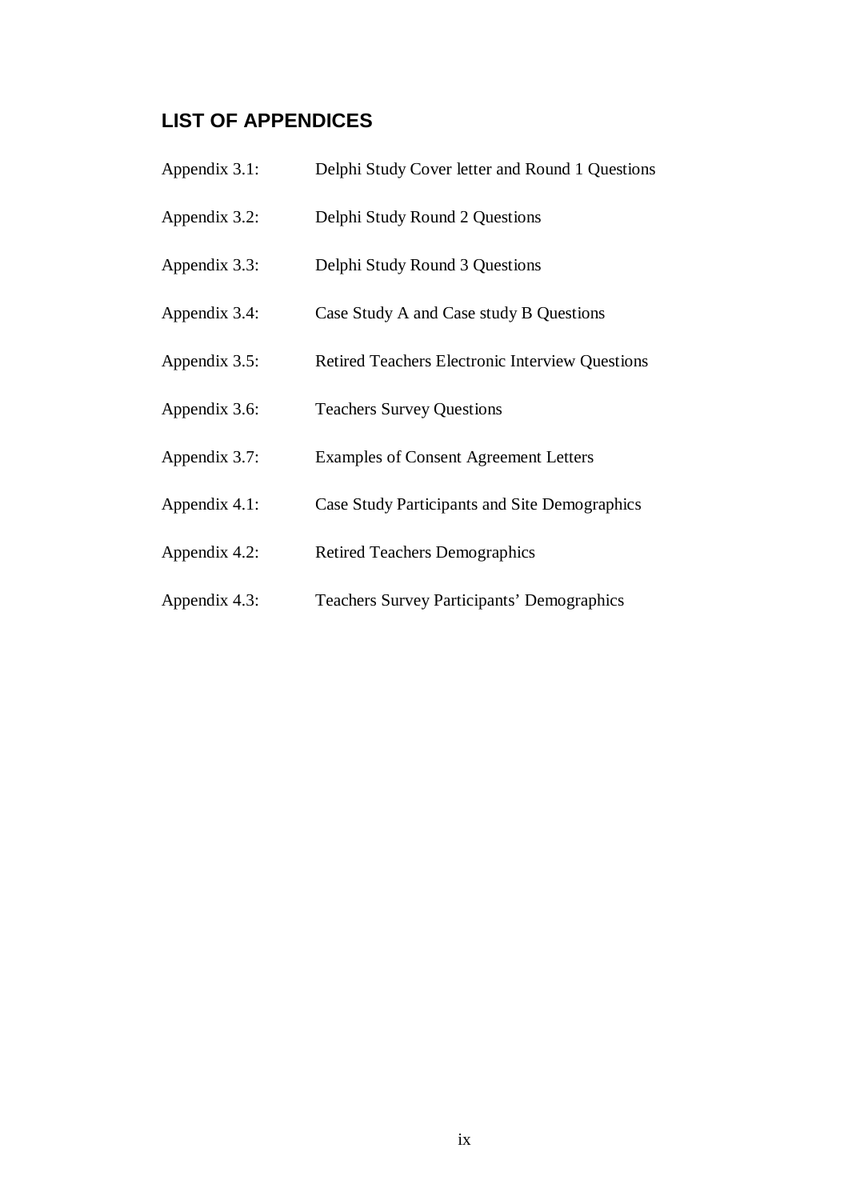## LIST OF APPENDICES

| | |
|---|---|
| Appendix 3.1: | Delphi Study Cover letter and Round 1 Questions |
| Appendix 3.2: | Delphi Study Round 2 Questions |
| Appendix 3.3: | Delphi Study Round 3 Questions |
| Appendix 3.4: | Case Study A and Case study B Questions |
| Appendix 3.5: | Retired Teachers Electronic Interview Questions |
| Appendix 3.6: | Teachers Survey Questions |
| Appendix 3.7: | Examples of Consent Agreement Letters |
| Appendix 4.1: | Case Study Participants and Site Demographics |
| Appendix 4.2: | Retired Teachers Demographics |
| Appendix 4.3: | Teachers Survey Participants' Demographics |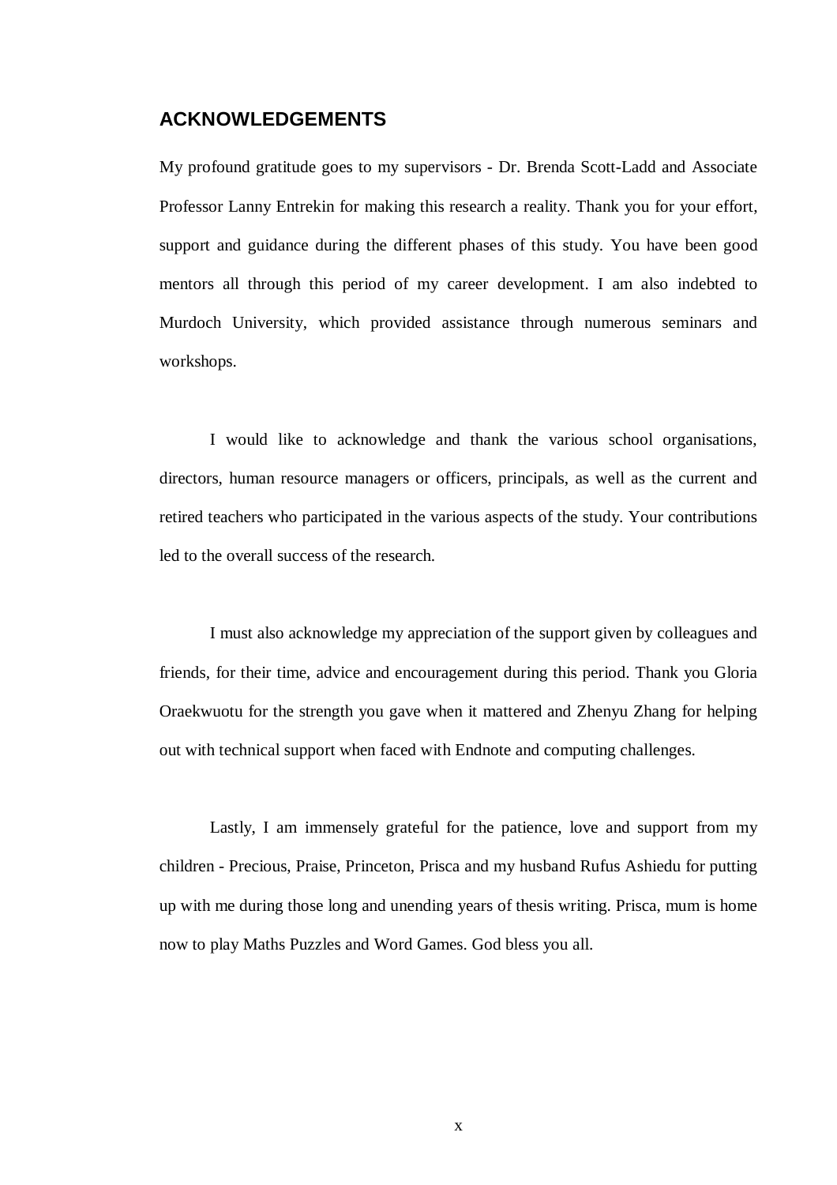## ACKNOWLEDGEMENTS

My profound gratitude goes to my supervisors - Dr. Brenda Scott-Ladd and Associate Professor Lanny Entrekin for making this research a reality. Thank you for your effort, support and guidance during the different phases of this study. You have been good mentors all through this period of my career development. I am also indebted to Murdoch University, which provided assistance through numerous seminars and workshops.

I would like to acknowledge and thank the various school organisations, directors, human resource managers or officers, principals, as well as the current and retired teachers who participated in the various aspects of the study. Your contributions led to the overall success of the research.

I must also acknowledge my appreciation of the support given by colleagues and friends, for their time, advice and encouragement during this period. Thank you Gloria Oraekwuotu for the strength you gave when it mattered and Zhenyu Zhang for helping out with technical support when faced with Endnote and computing challenges.

Lastly, I am immensely grateful for the patience, love and support from my children - Precious, Praise, Princeton, Prisca and my husband Rufus Ashiedu for putting up with me during those long and unending years of thesis writing. Prisca, mum is home now to play Maths Puzzles and Word Games. God bless you all.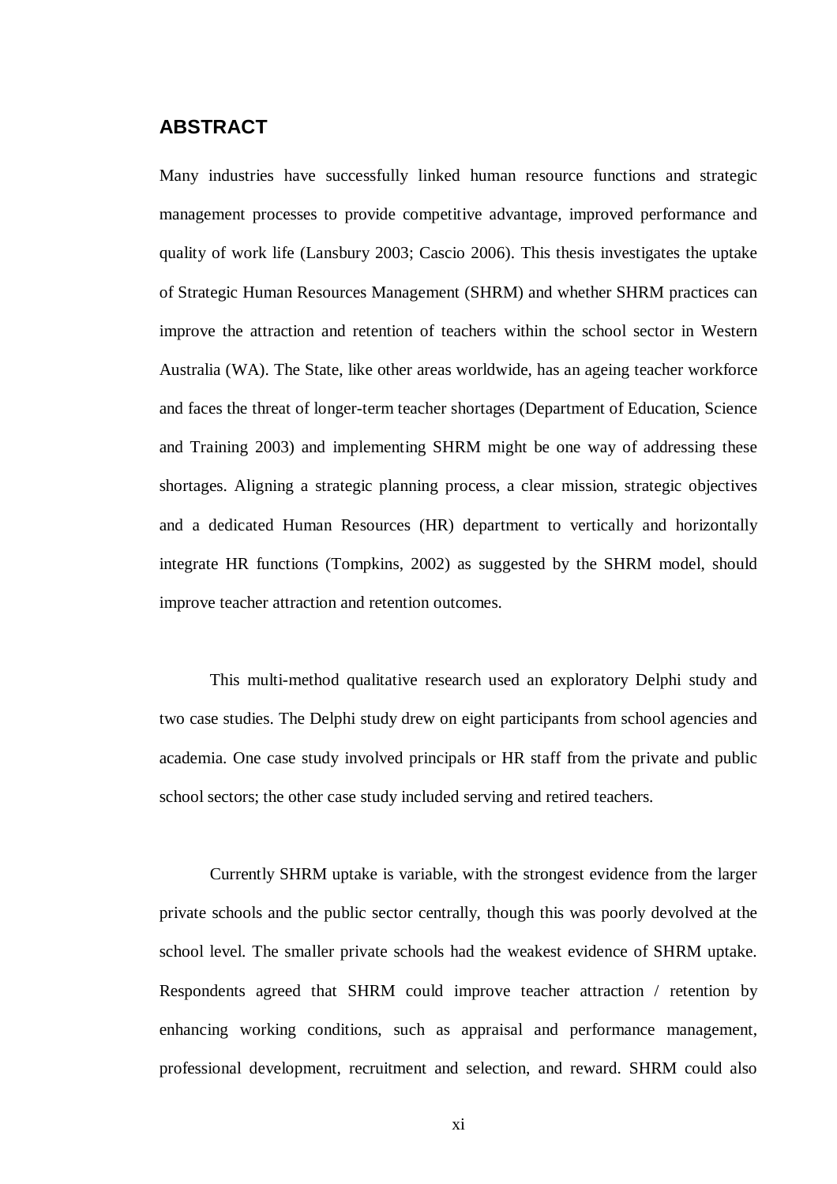## ABSTRACT

Many industries have successfully linked human resource functions and strategic management processes to provide competitive advantage, improved performance and quality of work life (Lansbury 2003; Cascio 2006). This thesis investigates the uptake of Strategic Human Resources Management (SHRM) and whether SHRM practices can improve the attraction and retention of teachers within the school sector in Western Australia (WA). The State, like other areas worldwide, has an ageing teacher workforce and faces the threat of longer-term teacher shortages (Department of Education, Science and Training 2003) and implementing SHRM might be one way of addressing these shortages. Aligning a strategic planning process, a clear mission, strategic objectives and a dedicated Human Resources (HR) department to vertically and horizontally integrate HR functions (Tompkins, 2002) as suggested by the SHRM model, should improve teacher attraction and retention outcomes.

This multi-method qualitative research used an exploratory Delphi study and two case studies. The Delphi study drew on eight participants from school agencies and academia. One case study involved principals or HR staff from the private and public school sectors; the other case study included serving and retired teachers.

Currently SHRM uptake is variable, with the strongest evidence from the larger private schools and the public sector centrally, though this was poorly devolved at the school level. The smaller private schools had the weakest evidence of SHRM uptake. Respondents agreed that SHRM could improve teacher attraction / retention by enhancing working conditions, such as appraisal and performance management, professional development, recruitment and selection, and reward. SHRM could also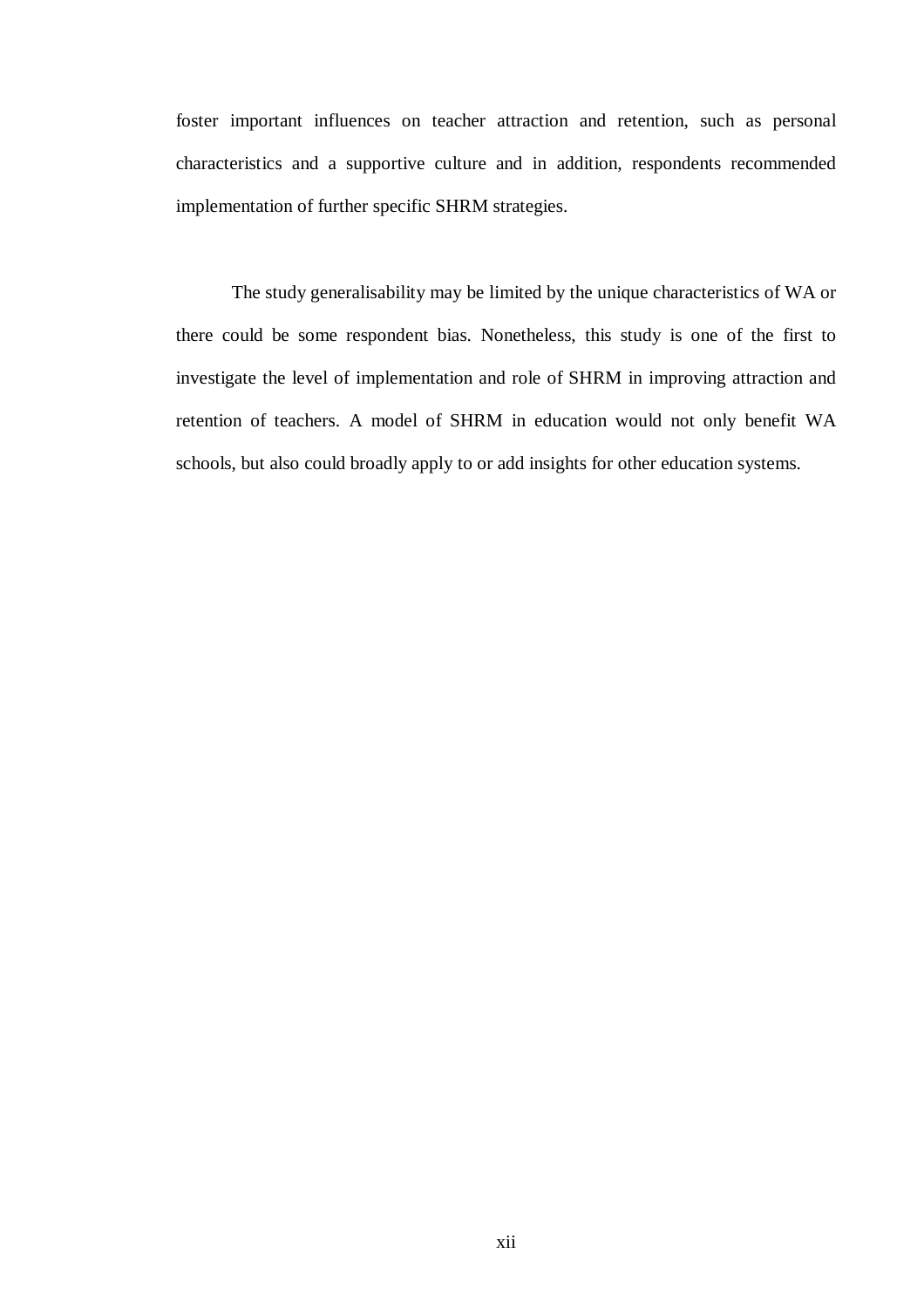foster important influences on teacher attraction and retention, such as personal characteristics and a supportive culture and in addition, respondents recommended implementation of further specific SHRM strategies.

The study generalisability may be limited by the unique characteristics of WA or there could be some respondent bias. Nonetheless, this study is one of the first to investigate the level of implementation and role of SHRM in improving attraction and retention of teachers. A model of SHRM in education would not only benefit WA schools, but also could broadly apply to or add insights for other education systems.